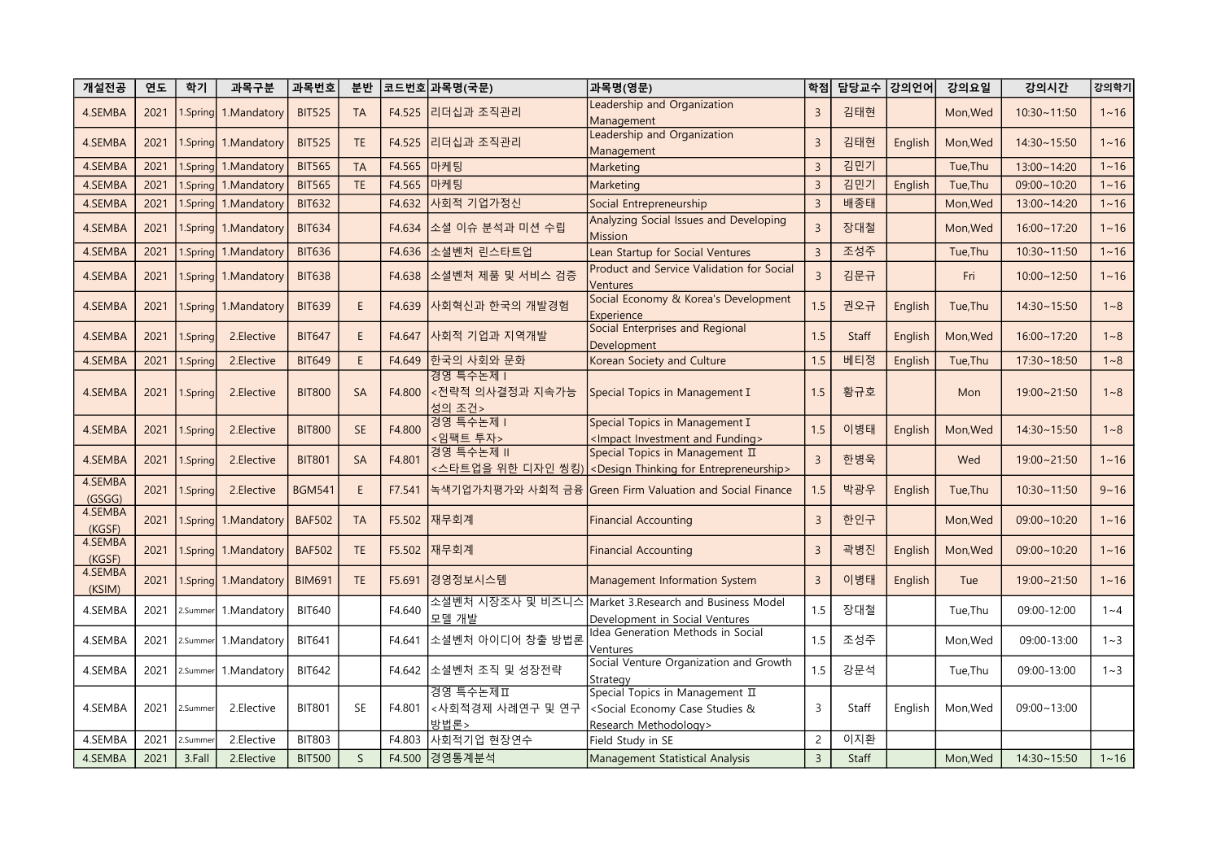| 개설전공 | 연도 | 학기 | 과목구분 | 과목번호 | 분반 | 코드번호 | 과목명(국문) | 과목명(영문) | 학점 | 담당교수 | 강의언어 | 강의요일 | 강의시간 | 강의학기 |
|---|---|---|---|---|---|---|---|---|---|---|---|---|---|---|
| 4.SEMBA | 2021 | 1.Spring | 1.Mandatory | BIT525 | TA | F4.525 | 리더십과 조직관리 | Leadership and Organization Management | 3 | 김태현 | | Mon,Wed | 10:30~11:50 | 1~16 |
| 4.SEMBA | 2021 | 1.Spring | 1.Mandatory | BIT525 | TE | F4.525 | 리더십과 조직관리 | Leadership and Organization Management | 3 | 김태현 | English | Mon,Wed | 14:30~15:50 | 1~16 |
| 4.SEMBA | 2021 | 1.Spring | 1.Mandatory | BIT565 | TA | F4.565 | 마케팅 | Marketing | 3 | 김민기 | | Tue,Thu | 13:00~14:20 | 1~16 |
| 4.SEMBA | 2021 | 1.Spring | 1.Mandatory | BIT565 | TE | F4.565 | 마케팅 | Marketing | 3 | 김민기 | English | Tue,Thu | 09:00~10:20 | 1~16 |
| 4.SEMBA | 2021 | 1.Spring | 1.Mandatory | BIT632 | | F4.632 | 사회적 기업가정신 | Social Entrepreneurship | 3 | 배종태 | | Mon,Wed | 13:00~14:20 | 1~16 |
| 4.SEMBA | 2021 | 1.Spring | 1.Mandatory | BIT634 | | F4.634 | 소셜 이슈 분석과 미션 수립 | Analyzing Social Issues and Developing Mission | 3 | 장대철 | | Mon,Wed | 16:00~17:20 | 1~16 |
| 4.SEMBA | 2021 | 1.Spring | 1.Mandatory | BIT636 | | F4.636 | 소셜벤처 린스타트업 | Lean Startup for Social Ventures | 3 | 조성주 | | Tue,Thu | 10:30~11:50 | 1~16 |
| 4.SEMBA | 2021 | 1.Spring | 1.Mandatory | BIT638 | | F4.638 | 소셜벤처 제품 및 서비스 검증 | Product and Service Validation for Social Ventures | 3 | 김문규 | | Fri | 10:00~12:50 | 1~16 |
| 4.SEMBA | 2021 | 1.Spring | 1.Mandatory | BIT639 | E | F4.639 | 사회혁신과 한국의 개발경험 | Social Economy & Korea's Development Experience | 1.5 | 권오규 | English | Tue,Thu | 14:30~15:50 | 1~8 |
| 4.SEMBA | 2021 | 1.Spring | 2.Elective | BIT647 | E | F4.647 | 사회적 기업과 지역개발 | Social Enterprises and Regional Development | 1.5 | Staff | English | Mon,Wed | 16:00~17:20 | 1~8 |
| 4.SEMBA | 2021 | 1.Spring | 2.Elective | BIT649 | E | F4.649 | 한국의 사회와 문화 | Korean Society and Culture | 1.5 | 베티정 | English | Tue,Thu | 17:30~18:50 | 1~8 |
| 4.SEMBA | 2021 | 1.Spring | 2.Elective | BIT800 | SA | F4.800 | 경영 특수논제 I <전략적 의사결정과 지속가능성의 조건> | Special Topics in Management I | 1.5 | 황규호 | | Mon | 19:00~21:50 | 1~8 |
| 4.SEMBA | 2021 | 1.Spring | 2.Elective | BIT800 | SE | F4.800 | 경영 특수논제 I <임팩트 투자> | Special Topics in Management I <Impact Investment and Funding> | 1.5 | 이병태 | English | Mon,Wed | 14:30~15:50 | 1~8 |
| 4.SEMBA | 2021 | 1.Spring | 2.Elective | BIT801 | SA | F4.801 | 경영 특수논제 II <스타트업을 위한 디자인 씽킹> | Special Topics in Management Ⅱ <Design Thinking for Entrepreneurship> | 3 | 한병욱 | | Wed | 19:00~21:50 | 1~16 |
| 4.SEMBA (GSGG) | 2021 | 1.Spring | 2.Elective | BGM541 | E | F7.541 | 녹색기업가치평가와 사회적 금융 | Green Firm Valuation and Social Finance | 1.5 | 박광우 | English | Tue,Thu | 10:30~11:50 | 9~16 |
| 4.SEMBA (KGSF) | 2021 | 1.Spring | 1.Mandatory | BAF502 | TA | F5.502 | 재무회계 | Financial Accounting | 3 | 한인구 | | Mon,Wed | 09:00~10:20 | 1~16 |
| 4.SEMBA (KGSF) | 2021 | 1.Spring | 1.Mandatory | BAF502 | TE | F5.502 | 재무회계 | Financial Accounting | 3 | 곽병진 | English | Mon,Wed | 09:00~10:20 | 1~16 |
| 4.SEMBA (KSIM) | 2021 | 1.Spring | 1.Mandatory | BIM691 | TE | F5.691 | 경영정보시스템 | Management Information System | 3 | 이병태 | English | Tue | 19:00~21:50 | 1~16 |
| 4.SEMBA | 2021 | 2.Summer | 1.Mandatory | BIT640 | | F4.640 | 소셜벤처 시장조사 및 비즈니스 모델 개발 | Market 3.Research and Business Model Development in Social Ventures | 1.5 | 장대철 | | Tue,Thu | 09:00-12:00 | 1~4 |
| 4.SEMBA | 2021 | 2.Summer | 1.Mandatory | BIT641 | | F4.641 | 소셜벤처 아이디어 창출 방법론 | Idea Generation Methods in Social Ventures | 1.5 | 조성주 | | Mon,Wed | 09:00-13:00 | 1~3 |
| 4.SEMBA | 2021 | 2.Summer | 1.Mandatory | BIT642 | | F4.642 | 소셜벤처 조직 및 성장전략 | Social Venture Organization and Growth Strategy | 1.5 | 강문석 | | Tue,Thu | 09:00-13:00 | 1~3 |
| 4.SEMBA | 2021 | 2.Summer | 2.Elective | BIT801 | SE | F4.801 | 경영 특수논제Ⅱ <사회적경제 사례연구 및 연구방법론> | Special Topics in Management Ⅱ <Social Economy Case Studies & Research Methodology> | 3 | Staff | English | Mon,Wed | 09:00~13:00 | |
| 4.SEMBA | 2021 | 2.Summer | 2.Elective | BIT803 | | F4.803 | 사회적기업 현장연수 | Field Study in SE | 2 | 이지환 | | | | |
| 4.SEMBA | 2021 | 3.Fall | 2.Elective | BIT500 | S | F4.500 | 경영통계분석 | Management Statistical Analysis | 3 | Staff | | Mon,Wed | 14:30~15:50 | 1~16 |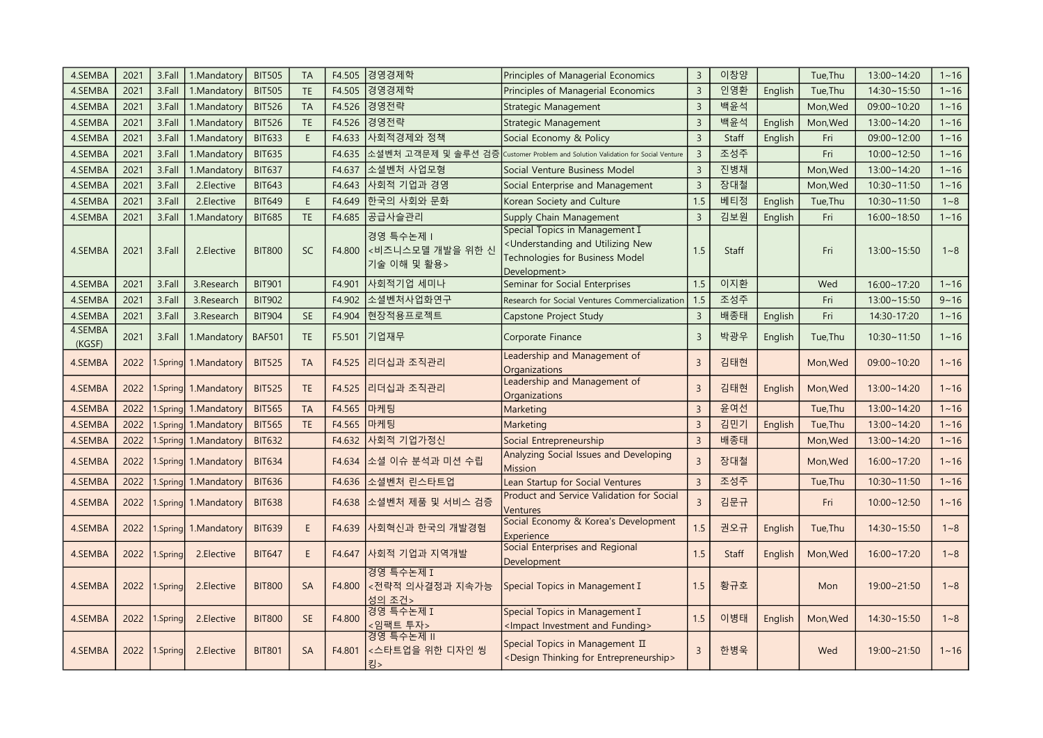| 4.SEMBA | 2021 | 3.Fall | 1.Mandatory | BIT505 | TA | F4.505 | 경영경제학 | Principles of Managerial Economics | 3 | 이창양 | | Tue,Thu | 13:00~14:20 | 1~16 |
|---|---|---|---|---|---|---|---|---|---|---|---|---|---|---|
| 4.SEMBA | 2021 | 3.Fall | 1.Mandatory | BIT505 | TE | F4.505 | 경영경제학 | Principles of Managerial Economics | 3 | 인영환 | English | Tue,Thu | 14:30~15:50 | 1~16 |
| 4.SEMBA | 2021 | 3.Fall | 1.Mandatory | BIT526 | TA | F4.526 | 경영전략 | Strategic Management | 3 | 백윤석 | | Mon,Wed | 09:00~10:20 | 1~16 |
| 4.SEMBA | 2021 | 3.Fall | 1.Mandatory | BIT526 | TE | F4.526 | 경영전략 | Strategic Management | 3 | 백윤석 | English | Mon,Wed | 13:00~14:20 | 1~16 |
| 4.SEMBA | 2021 | 3.Fall | 1.Mandatory | BIT633 | E | F4.633 | 사회적경제와 정책 | Social Economy & Policy | 3 | Staff | English | Fri | 09:00~12:00 | 1~16 |
| 4.SEMBA | 2021 | 3.Fall | 1.Mandatory | BIT635 | | F4.635 | 소셜벤처 고객문제 및 솔루션 검증 | Customer Problem and Solution Validation for Social Venture | 3 | 조성주 | | Fri | 10:00~12:50 | 1~16 |
| 4.SEMBA | 2021 | 3.Fall | 1.Mandatory | BIT637 | | F4.637 | 소셜벤처 사업모형 | Social Venture Business Model | 3 | 진병채 | | Mon,Wed | 13:00~14:20 | 1~16 |
| 4.SEMBA | 2021 | 3.Fall | 2.Elective | BIT643 | | F4.643 | 사회적 기업과 경영 | Social Enterprise and Management | 3 | 장대철 | | Mon,Wed | 10:30~11:50 | 1~16 |
| 4.SEMBA | 2021 | 3.Fall | 2.Elective | BIT649 | E | F4.649 | 한국의 사회와 문화 | Korean Society and Culture | 1.5 | 베티정 | English | Tue,Thu | 10:30~11:50 | 1~8 |
| 4.SEMBA | 2021 | 3.Fall | 1.Mandatory | BIT685 | TE | F4.685 | 공급사슬관리 | Supply Chain Management | 3 | 김보원 | English | Fri | 16:00~18:50 | 1~16 |
| 4.SEMBA | 2021 | 3.Fall | 2.Elective | BIT800 | SC | F4.800 | 경영 특수논제 I <비즈니스모델 개발을 위한 신기술 이해 및 활용> | Special Topics in Management I <Understanding and Utilizing New Technologies for Business Model Development> | 1.5 | Staff | | Fri | 13:00~15:50 | 1~8 |
| 4.SEMBA | 2021 | 3.Fall | 3.Research | BIT901 | | F4.901 | 사회적기업 세미나 | Seminar for Social Enterprises | 1.5 | 이지환 | | Wed | 16:00~17:20 | 1~16 |
| 4.SEMBA | 2021 | 3.Fall | 3.Research | BIT902 | | F4.902 | 소셜벤처사업화연구 | Research for Social Ventures Commercialization | 1.5 | 조성주 | | Fri | 13:00~15:50 | 9~16 |
| 4.SEMBA | 2021 | 3.Fall | 3.Research | BIT904 | SE | F4.904 | 현장적용프로젝트 | Capstone Project Study | 3 | 배종태 | English | Fri | 14:30-17:20 | 1~16 |
| 4.SEMBA (KGSF) | 2021 | 3.Fall | 1.Mandatory | BAF501 | TE | F5.501 | 기업재무 | Corporate Finance | 3 | 박광우 | English | Tue,Thu | 10:30~11:50 | 1~16 |
| 4.SEMBA | 2022 | 1.Spring | 1.Mandatory | BIT525 | TA | F4.525 | 리더십과 조직관리 | Leadership and Management of Organizations | 3 | 김태현 | | Mon,Wed | 09:00~10:20 | 1~16 |
| 4.SEMBA | 2022 | 1.Spring | 1.Mandatory | BIT525 | TE | F4.525 | 리더십과 조직관리 | Leadership and Management of Organizations | 3 | 김태현 | English | Mon,Wed | 13:00~14:20 | 1~16 |
| 4.SEMBA | 2022 | 1.Spring | 1.Mandatory | BIT565 | TA | F4.565 | 마케팅 | Marketing | 3 | 윤여선 | | Tue,Thu | 13:00~14:20 | 1~16 |
| 4.SEMBA | 2022 | 1.Spring | 1.Mandatory | BIT565 | TE | F4.565 | 마케팅 | Marketing | 3 | 김민기 | English | Tue,Thu | 13:00~14:20 | 1~16 |
| 4.SEMBA | 2022 | 1.Spring | 1.Mandatory | BIT632 | | F4.632 | 사회적 기업가정신 | Social Entrepreneurship | 3 | 배종태 | | Mon,Wed | 13:00~14:20 | 1~16 |
| 4.SEMBA | 2022 | 1.Spring | 1.Mandatory | BIT634 | | F4.634 | 소셜 이슈 분석과 미션 수립 | Analyzing Social Issues and Developing Mission | 3 | 장대철 | | Mon,Wed | 16:00~17:20 | 1~16 |
| 4.SEMBA | 2022 | 1.Spring | 1.Mandatory | BIT636 | | F4.636 | 소셜벤처 린스타트업 | Lean Startup for Social Ventures | 3 | 조성주 | | Tue,Thu | 10:30~11:50 | 1~16 |
| 4.SEMBA | 2022 | 1.Spring | 1.Mandatory | BIT638 | | F4.638 | 소셜벤처 제품 및 서비스 검증 | Product and Service Validation for Social Ventures | 3 | 김문규 | | Fri | 10:00~12:50 | 1~16 |
| 4.SEMBA | 2022 | 1.Spring | 1.Mandatory | BIT639 | E | F4.639 | 사회혁신과 한국의 개발경험 | Social Economy & Korea's Development Experience | 1.5 | 권오규 | English | Tue,Thu | 14:30~15:50 | 1~8 |
| 4.SEMBA | 2022 | 1.Spring | 2.Elective | BIT647 | E | F4.647 | 사회적 기업과 지역개발 | Social Enterprises and Regional Development | 1.5 | Staff | English | Mon,Wed | 16:00~17:20 | 1~8 |
| 4.SEMBA | 2022 | 1.Spring | 2.Elective | BIT800 | SA | F4.800 | 경영 특수논제 I <전략적 의사결정과 지속가능성의 조건> | Special Topics in Management I | 1.5 | 황규호 | | Mon | 19:00~21:50 | 1~8 |
| 4.SEMBA | 2022 | 1.Spring | 2.Elective | BIT800 | SE | F4.800 | 경영 특수논제 I <임팩트 투자> | Special Topics in Management I <Impact Investment and Funding> | 1.5 | 이병태 | English | Mon,Wed | 14:30~15:50 | 1~8 |
| 4.SEMBA | 2022 | 1.Spring | 2.Elective | BIT801 | SA | F4.801 | 경영 특수논제 II <스타트업을 위한 디자인 씽킹> | Special Topics in Management II <Design Thinking for Entrepreneurship> | 3 | 한병욱 | | Wed | 19:00~21:50 | 1~16 |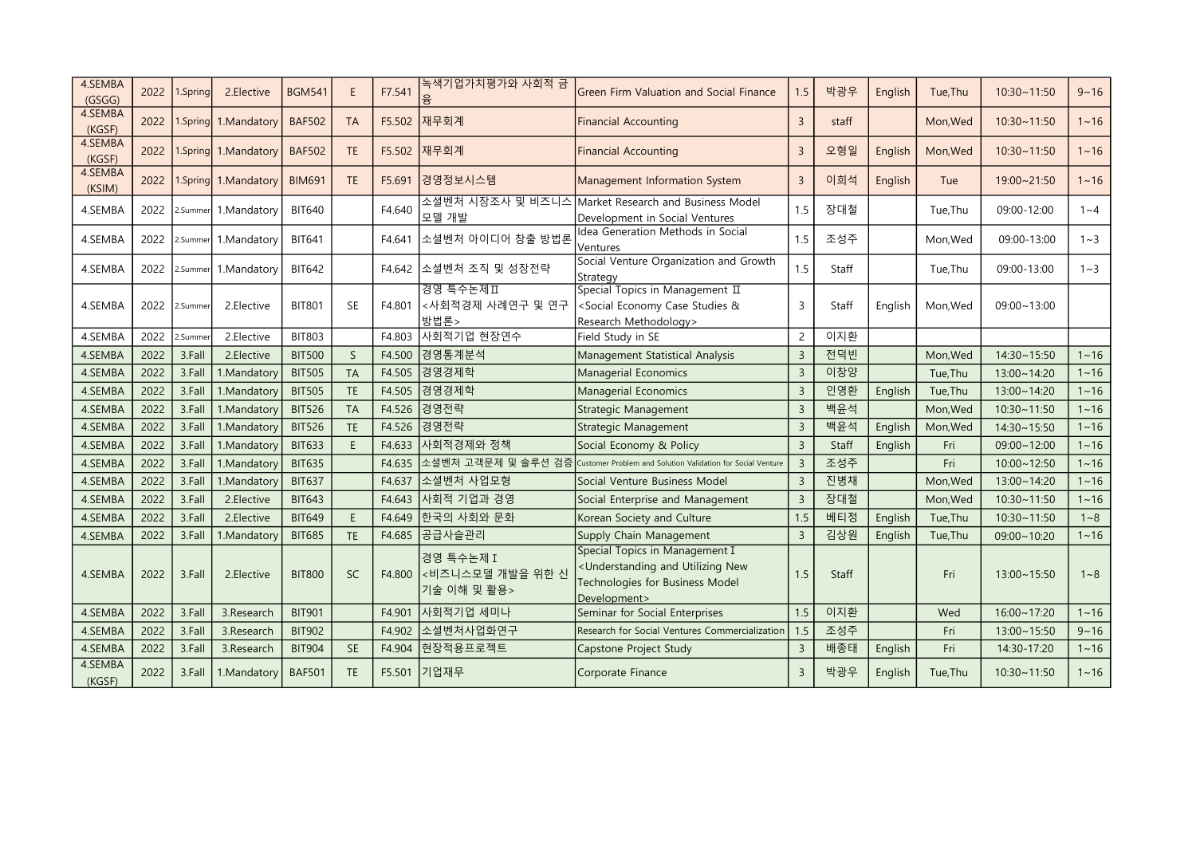| | | | | | | | | | | | | | | |
|---|---|---|---|---|---|---|---|---|---|---|---|---|---|---|
| 4.SEMBA (GSGG) | 2022 | 1.Spring | 2.Elective | BGM541 | E | F7.541 | 녹색기업가치평가와 사회적 금융 | Green Firm Valuation and Social Finance | 1.5 | 박광우 | English | Tue,Thu | 10:30~11:50 | 9~16 |
| 4.SEMBA (KGSF) | 2022 | 1.Spring | 1.Mandatory | BAF502 | TA | F5.502 | 재무회계 | Financial Accounting | 3 | staff | | Mon,Wed | 10:30~11:50 | 1~16 |
| 4.SEMBA (KGSF) | 2022 | 1.Spring | 1.Mandatory | BAF502 | TE | F5.502 | 재무회계 | Financial Accounting | 3 | 오형일 | English | Mon,Wed | 10:30~11:50 | 1~16 |
| 4.SEMBA (KSIM) | 2022 | 1.Spring | 1.Mandatory | BIM691 | TE | F5.691 | 경영정보시스템 | Management Information System | 3 | 이희석 | English | Tue | 19:00~21:50 | 1~16 |
| 4.SEMBA | 2022 | 2.Summer | 1.Mandatory | BIT640 | | F4.640 | 소셜벤처 시장조사 및 비즈니스 모델 개발 | Market Research and Business Model Development in Social Ventures | 1.5 | 장대철 | | Tue,Thu | 09:00-12:00 | 1~4 |
| 4.SEMBA | 2022 | 2.Summer | 1.Mandatory | BIT641 | | F4.641 | 소셜벤처 아이디어 창출 방법론 | Idea Generation Methods in Social Ventures | 1.5 | 조성주 | | Mon,Wed | 09:00-13:00 | 1~3 |
| 4.SEMBA | 2022 | 2.Summer | 1.Mandatory | BIT642 | | F4.642 | 소셜벤처 조직 및 성장전략 | Social Venture Organization and Growth Strategy | 1.5 | Staff | | Tue,Thu | 09:00-13:00 | 1~3 |
| 4.SEMBA | 2022 | 2.Summer | 2.Elective | BIT801 | SE | F4.801 | 경영 특수논제Ⅱ <사회적경제 사례연구 및 연구 방법론> | Special Topics in Management Ⅱ <Social Economy Case Studies & Research Methodology> | 3 | Staff | English | Mon,Wed | 09:00~13:00 | |
| 4.SEMBA | 2022 | 2.Summer | 2.Elective | BIT803 | | F4.803 | 사회적기업 현장연수 | Field Study in SE | 2 | 이지환 | | | | |
| 4.SEMBA | 2022 | 3.Fall | 2.Elective | BIT500 | S | F4.500 | 경영통계분석 | Management Statistical Analysis | 3 | 전덕빈 | | Mon,Wed | 14:30~15:50 | 1~16 |
| 4.SEMBA | 2022 | 3.Fall | 1.Mandatory | BIT505 | TA | F4.505 | 경영경제학 | Managerial Economics | 3 | 이창양 | | Tue,Thu | 13:00~14:20 | 1~16 |
| 4.SEMBA | 2022 | 3.Fall | 1.Mandatory | BIT505 | TE | F4.505 | 경영경제학 | Managerial Economics | 3 | 인영환 | English | Tue,Thu | 13:00~14:20 | 1~16 |
| 4.SEMBA | 2022 | 3.Fall | 1.Mandatory | BIT526 | TA | F4.526 | 경영전략 | Strategic Management | 3 | 백윤석 | | Mon,Wed | 10:30~11:50 | 1~16 |
| 4.SEMBA | 2022 | 3.Fall | 1.Mandatory | BIT526 | TE | F4.526 | 경영전략 | Strategic Management | 3 | 백윤석 | English | Mon,Wed | 14:30~15:50 | 1~16 |
| 4.SEMBA | 2022 | 3.Fall | 1.Mandatory | BIT633 | E | F4.633 | 사회적경제와 정책 | Social Economy & Policy | 3 | Staff | English | Fri | 09:00~12:00 | 1~16 |
| 4.SEMBA | 2022 | 3.Fall | 1.Mandatory | BIT635 | | F4.635 | 소셜벤처 고객문제 및 솔루션 검증 | Customer Problem and Solution Validation for Social Venture | 3 | 조성주 | | Fri | 10:00~12:50 | 1~16 |
| 4.SEMBA | 2022 | 3.Fall | 1.Mandatory | BIT637 | | F4.637 | 소셜벤처 사업모형 | Social Venture Business Model | 3 | 진병채 | | Mon,Wed | 13:00~14:20 | 1~16 |
| 4.SEMBA | 2022 | 3.Fall | 2.Elective | BIT643 | | F4.643 | 사회적 기업과 경영 | Social Enterprise and Management | 3 | 장대철 | | Mon,Wed | 10:30~11:50 | 1~16 |
| 4.SEMBA | 2022 | 3.Fall | 2.Elective | BIT649 | E | F4.649 | 한국의 사회와 문화 | Korean Society and Culture | 1.5 | 베티정 | English | Tue,Thu | 10:30~11:50 | 1~8 |
| 4.SEMBA | 2022 | 3.Fall | 1.Mandatory | BIT685 | TE | F4.685 | 공급사슬관리 | Supply Chain Management | 3 | 김상원 | English | Tue,Thu | 09:00~10:20 | 1~16 |
| 4.SEMBA | 2022 | 3.Fall | 2.Elective | BIT800 | SC | F4.800 | 경영 특수논제Ⅰ <비즈니스모델 개발을 위한 신기술 이해 및 활용> | Special Topics in ManagementⅠ <Understanding and Utilizing New Technologies for Business Model Development> | 1.5 | Staff | | Fri | 13:00~15:50 | 1~8 |
| 4.SEMBA | 2022 | 3.Fall | 3.Research | BIT901 | | F4.901 | 사회적기업 세미나 | Seminar for Social Enterprises | 1.5 | 이지환 | | Wed | 16:00~17:20 | 1~16 |
| 4.SEMBA | 2022 | 3.Fall | 3.Research | BIT902 | | F4.902 | 소셜벤처사업화연구 | Research for Social Ventures Commercialization | 1.5 | 조성주 | | Fri | 13:00~15:50 | 9~16 |
| 4.SEMBA | 2022 | 3.Fall | 3.Research | BIT904 | SE | F4.904 | 현장적용프로젝트 | Capstone Project Study | 3 | 배종태 | English | Fri | 14:30-17:20 | 1~16 |
| 4.SEMBA (KGSF) | 2022 | 3.Fall | 1.Mandatory | BAF501 | TE | F5.501 | 기업재무 | Corporate Finance | 3 | 박광우 | English | Tue,Thu | 10:30~11:50 | 1~16 |